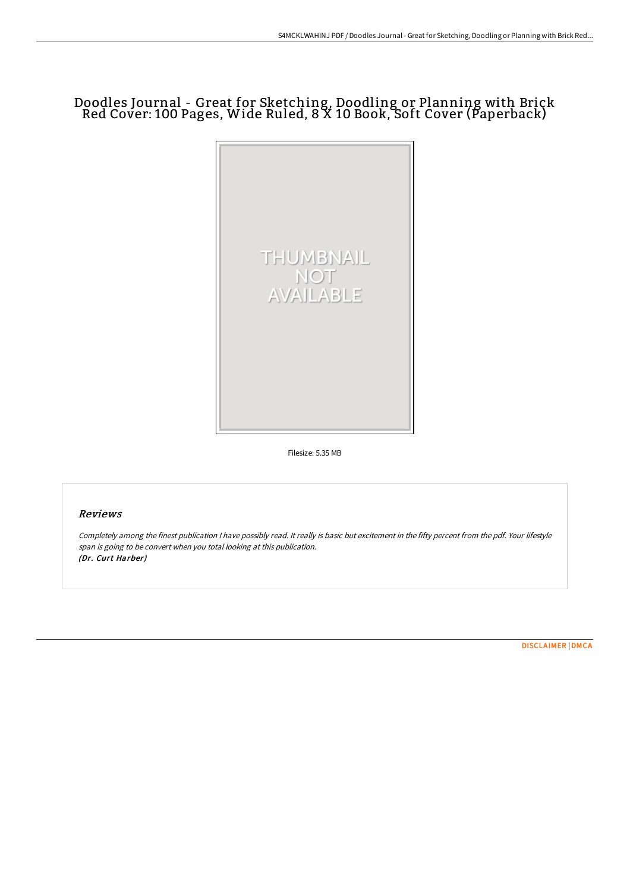# Doodles Journal - Great for Sketching, Doodling or Planning with Brick Red Cover: 100 Pages, Wide Ruled, 8 X 10 Book, Soft Cover (Paperback)

THUMBNAIL NOT AVAILABLE

Filesize: 5.35 MB

## Reviews

*Completely among the finest publication I have possibly read. It really is basic but excitement in the fifty percent from the pdf. Your lifestyle span is going to be convert when you total looking at this publication.*
*(Dr. Curt Harber)*

DISCLAIMER | DMCA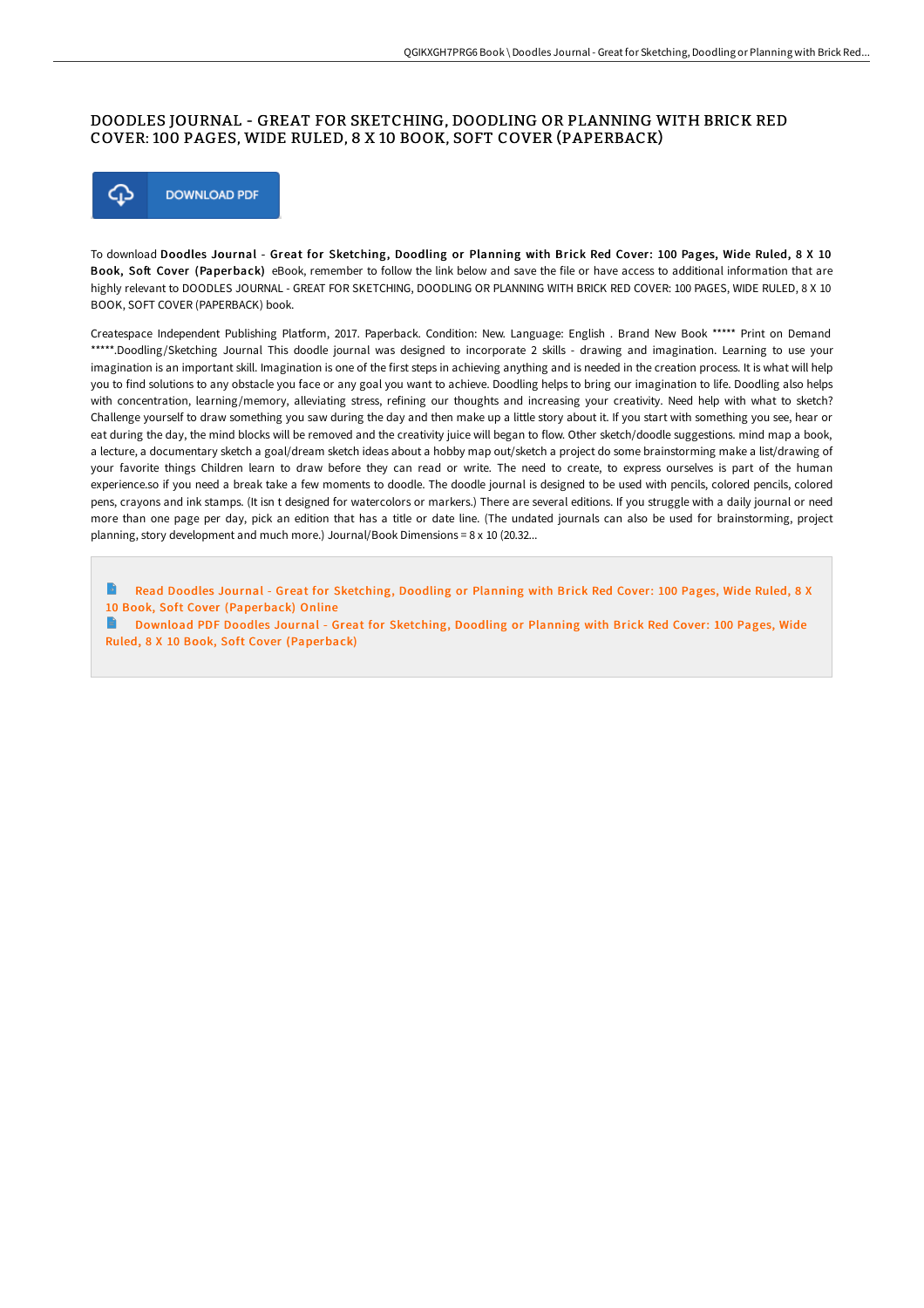# DOODLES JOURNAL - GREAT FOR SKETCHING, DOODLING OR PLANNING WITH BRICK RED COVER: 100 PAGES, WIDE RULED, 8 X 10 BOOK, SOFT COVER (PAPERBACK)

DOWNLOAD PDF

To download **Doodles Journal - Great for Sketching, Doodling or Planning with Brick Red Cover: 100 Pages, Wide Ruled, 8 X 10 Book, Soft Cover (Paperback)** eBook, remember to follow the link below and save the file or have access to additional information that are highly relevant to DOODLES JOURNAL - GREAT FOR SKETCHING, DOODLING OR PLANNING WITH BRICK RED COVER: 100 PAGES, WIDE RULED, 8 X 10 BOOK, SOFT COVER (PAPERBACK) book.

Createspace Independent Publishing Platform, 2017. Paperback. Condition: New. Language: English . Brand New Book ***** Print on Demand *****.Doodling/Sketching Journal This doodle journal was designed to incorporate 2 skills - drawing and imagination. Learning to use your imagination is an important skill. Imagination is one of the first steps in achieving anything and is needed in the creation process. It is what will help you to find solutions to any obstacle you face or any goal you want to achieve. Doodling helps to bring our imagination to life. Doodling also helps with concentration, learning/memory, alleviating stress, refining our thoughts and increasing your creativity. Need help with what to sketch? Challenge yourself to draw something you saw during the day and then make up a little story about it. If you start with something you see, hear or eat during the day, the mind blocks will be removed and the creativity juice will began to flow. Other sketch/doodle suggestions. mind map a book, a lecture, a documentary sketch a goal/dream sketch ideas about a hobby map out/sketch a project do some brainstorming make a list/drawing of your favorite things Children learn to draw before they can read or write. The need to create, to express ourselves is part of the human experience.so if you need a break take a few moments to doodle. The doodle journal is designed to be used with pencils, colored pencils, colored pens, crayons and ink stamps. (It isn t designed for watercolors or markers.) There are several editions. If you struggle with a daily journal or need more than one page per day, pick an edition that has a title or date line. (The undated journals can also be used for brainstorming, project planning, story development and much more.) Journal/Book Dimensions = 8 x 10 (20.32...

Read Doodles Journal - Great for Sketching, Doodling or Planning with Brick Red Cover: 100 Pages, Wide Ruled, 8 X 10 Book, Soft Cover (Paperback) Online

Download PDF Doodles Journal - Great for Sketching, Doodling or Planning with Brick Red Cover: 100 Pages, Wide Ruled, 8 X 10 Book, Soft Cover (Paperback)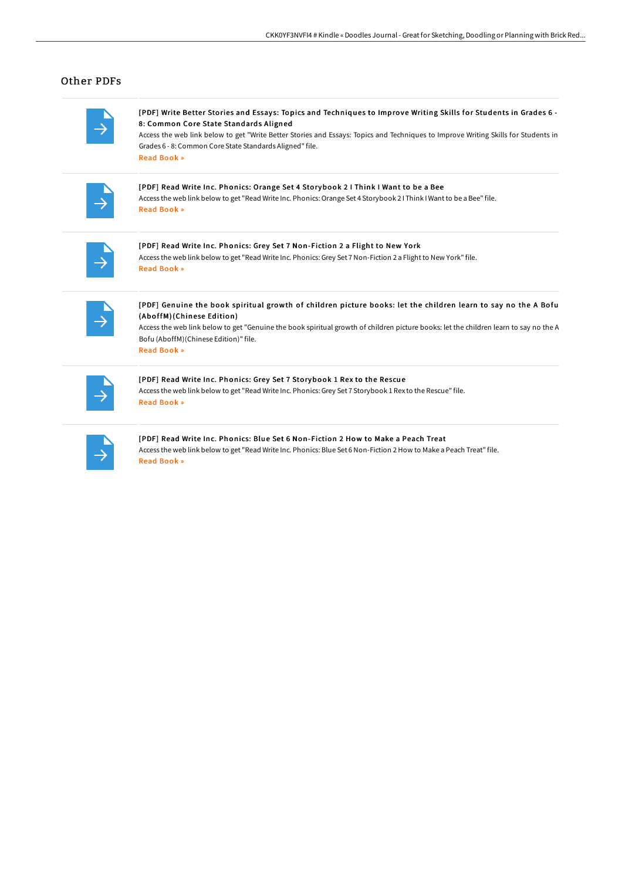## Other PDFs

**[PDF] Write Better Stories and Essays: Topics and Techniques to Improve Writing Skills for Students in Grades 6 - 8: Common Core State Standards Aligned**

Access the web link below to get "Write Better Stories and Essays: Topics and Techniques to Improve Writing Skills for Students in Grades 6 - 8: Common Core State Standards Aligned" file.

Read Book »

**[PDF] Read Write Inc. Phonics: Orange Set 4 Storybook 2 I Think I Want to be a Bee**

Access the web link below to get "Read Write Inc. Phonics: Orange Set 4 Storybook 2 I Think I Want to be a Bee" file.

Read Book »

**[PDF] Read Write Inc. Phonics: Grey Set 7 Non-Fiction 2 a Flight to New York**

Access the web link below to get "Read Write Inc. Phonics: Grey Set 7 Non-Fiction 2 a Flight to New York" file.

Read Book »

**[PDF] Genuine the book spiritual growth of children picture books: let the children learn to say no the A Bofu (AboffM)(Chinese Edition)**

Access the web link below to get "Genuine the book spiritual growth of children picture books: let the children learn to say no the A Bofu (AboffM)(Chinese Edition)" file.

Read Book »

**[PDF] Read Write Inc. Phonics: Grey Set 7 Storybook 1 Rex to the Rescue**

Access the web link below to get "Read Write Inc. Phonics: Grey Set 7 Storybook 1 Rex to the Rescue" file.

Read Book »

**[PDF] Read Write Inc. Phonics: Blue Set 6 Non-Fiction 2 How to Make a Peach Treat**

Access the web link below to get "Read Write Inc. Phonics: Blue Set 6 Non-Fiction 2 How to Make a Peach Treat" file.

Read Book »